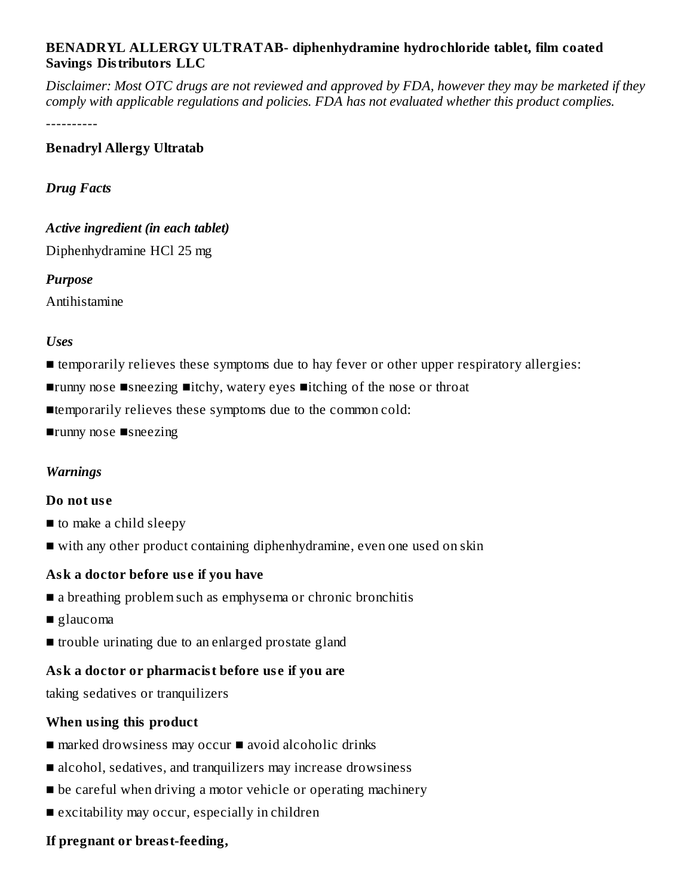**BENADRYL ALLERGY ULTRATAB- diphenhydramine hydrochloride tablet, film coated**
**Savings Distributors LLC**

*Disclaimer: Most OTC drugs are not reviewed and approved by FDA, however they may be marketed if they comply with applicable regulations and policies. FDA has not evaluated whether this product complies.*

----------

**Benadryl Allergy Ultratab**

***Drug Facts***

***Active ingredient (in each tablet)***

Diphenhydramine HCl 25 mg

***Purpose***

Antihistamine

***Uses***

■ temporarily relieves these symptoms due to hay fever or other upper respiratory allergies:

■runny nose ■sneezing ■itchy, watery eyes ■itching of the nose or throat

■temporarily relieves these symptoms due to the common cold:

■runny nose ■sneezing

***Warnings***

**Do not use**

■ to make a child sleepy

■ with any other product containing diphenhydramine, even one used on skin

**Ask a doctor before use if you have**

■ a breathing problem such as emphysema or chronic bronchitis

■ glaucoma

■ trouble urinating due to an enlarged prostate gland

**Ask a doctor or pharmacist before use if you are**

taking sedatives or tranquilizers

**When using this product**

■ marked drowsiness may occur ■ avoid alcoholic drinks

■ alcohol, sedatives, and tranquilizers may increase drowsiness

■ be careful when driving a motor vehicle or operating machinery

■ excitability may occur, especially in children

**If pregnant or breast-feeding,**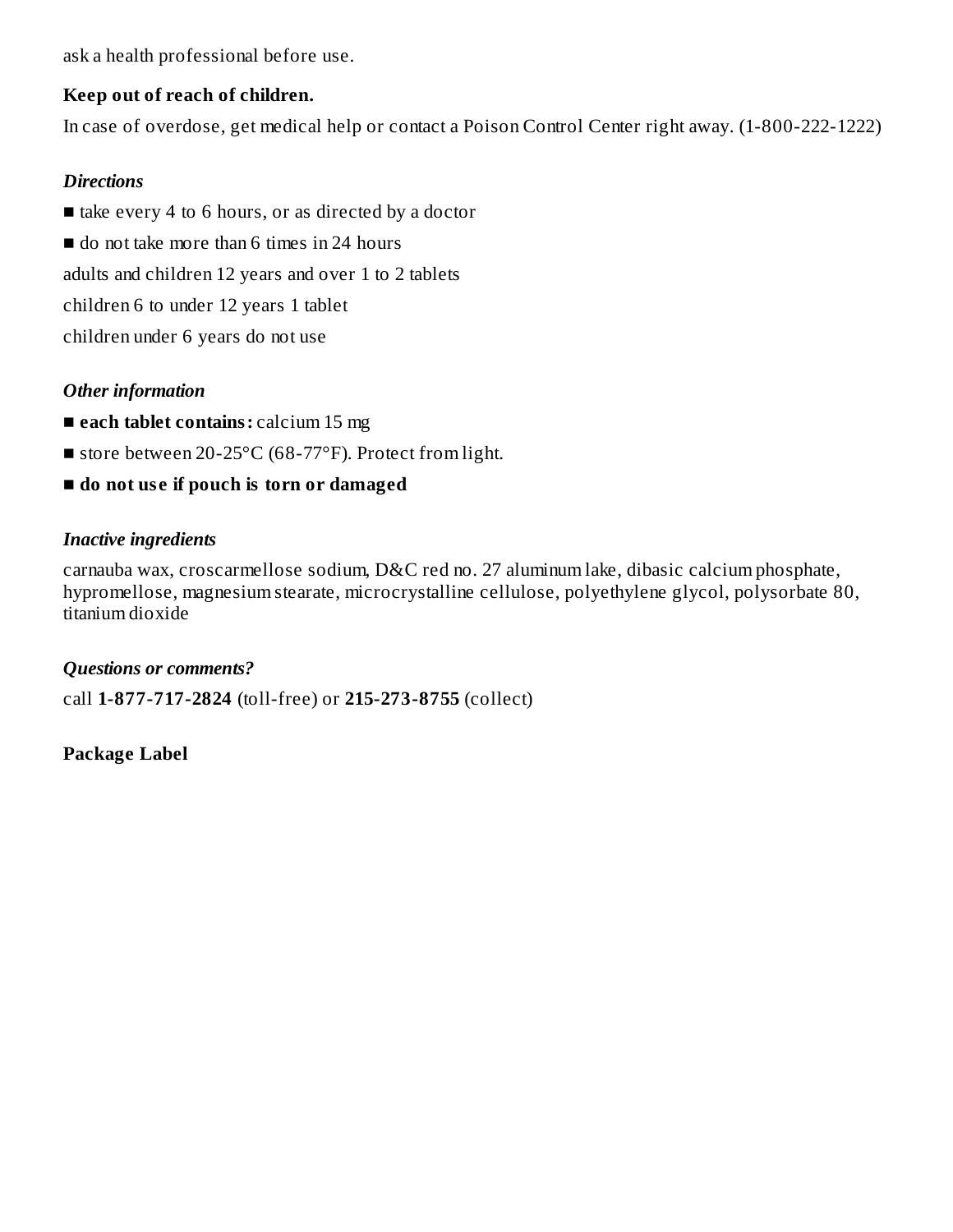ask a health professional before use.

**Keep out of reach of children.**

In case of overdose, get medical help or contact a Poison Control Center right away. (1-800-222-1222)

### *Directions*

- take every 4 to 6 hours, or as directed by a doctor
- do not take more than 6 times in 24 hours

adults and children 12 years and over 1 to 2 tablets

children 6 to under 12 years 1 tablet

children under 6 years do not use

### *Other information*

- **each tablet contains:** calcium 15 mg
- store between 20-25°C (68-77°F). Protect from light.
- **do not use if pouch is torn or damaged**

### *Inactive ingredients*

carnauba wax, croscarmellose sodium, D&C red no. 27 aluminum lake, dibasic calcium phosphate, hypromellose, magnesium stearate, microcrystalline cellulose, polyethylene glycol, polysorbate 80, titanium dioxide

### *Questions or comments?*

call **1-877-717-2824** (toll-free) or **215-273-8755** (collect)

**Package Label**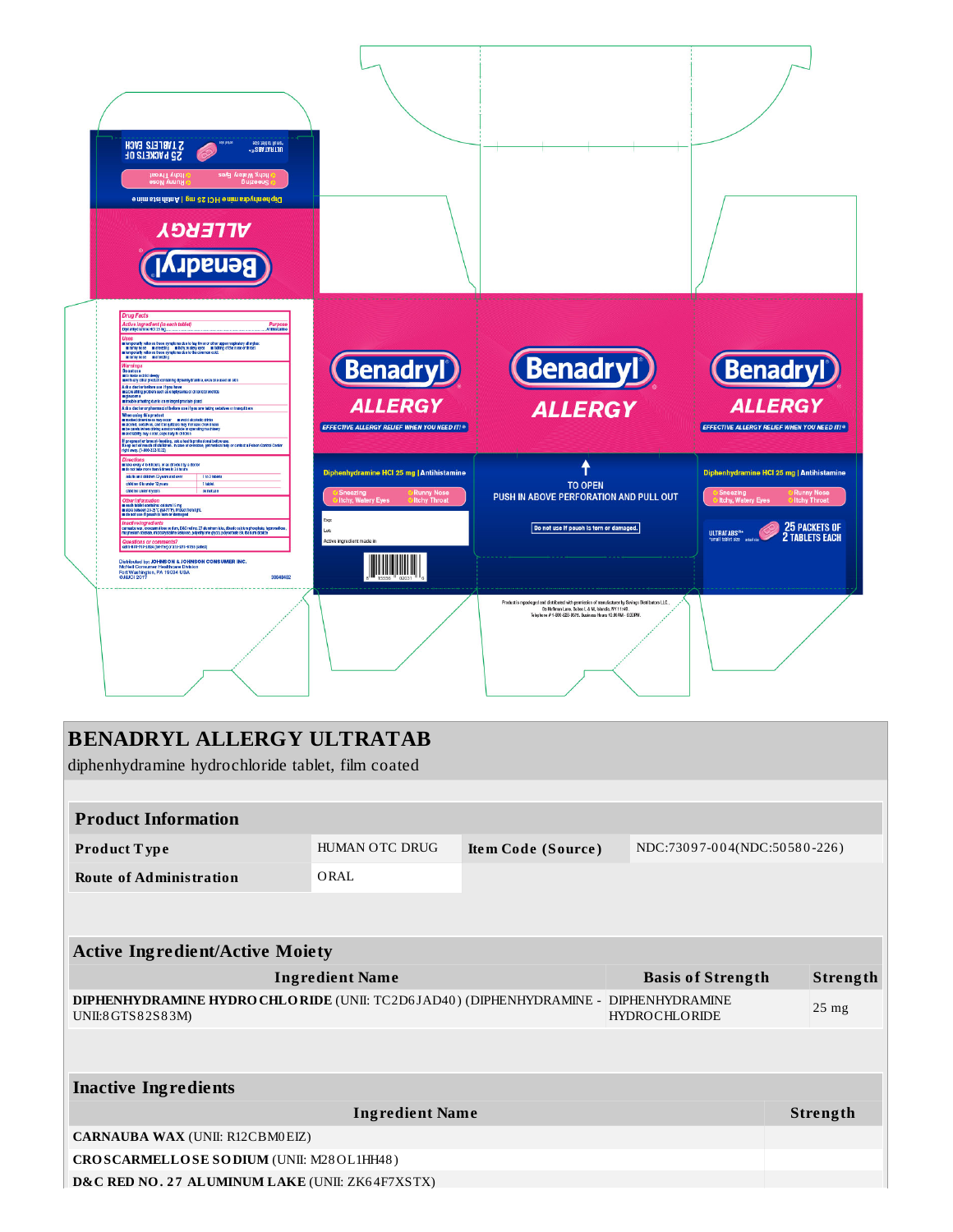Benadryl ALLERGY

Diphenhydramine HCl 25 mg | Antihistamine

Sneezing · Itchy, Watery Eyes · Runny Nose · Itchy Throat

ULTRATABS · 25 PACKETS OF 2 TABLETS EACH

Benadryl ALLERGY

EFFECTIVE ALLERGY RELIEF WHEN YOU NEED IT!

TO OPEN
PUSH IN ABOVE PERFORATION AND PULL OUT

Do not use if pouch is torn or damaged.

Exp:
Lot:
Active ingredient made in

Distributed by: JOHNSON & JOHNSON CONSUMER INC.
McNeil Consumer Healthcare Division
Fort Washington, PA 19034 USA
©J&JCI 2017

# BENADRYL ALLERGY ULTRATAB

diphenhydramine hydrochloride tablet, film coated

| Product Information | | | |
|---|---|---|---|
| **Product Type** | HUMAN OTC DRUG | **Item Code (Source)** | NDC:73097-004(NDC:50580-226) |
| **Route of Administration** | ORAL | | |

| Active Ingredient/Active Moiety | | |
|---|---|---|
| **Ingredient Name** | **Basis of Strength** | **Strength** |
| **DIPHENHYDRAMINE HYDROCHLORIDE** (UNII: TC2D6JAD40) (DIPHENHYDRAMINE - UNII:8GTS82S83M) | DIPHENHYDRAMINE HYDROCHLORIDE | 25 mg |

| Inactive Ingredients | |
|---|---|
| **Ingredient Name** | **Strength** |
| **CARNAUBA WAX** (UNII: R12CBM0EIZ) | |
| **CROSCARMELLOSE SODIUM** (UNII: M28OL1HH48) | |
| **D&C RED NO. 27 ALUMINUM LAKE** (UNII: ZK64F7XSTX) | |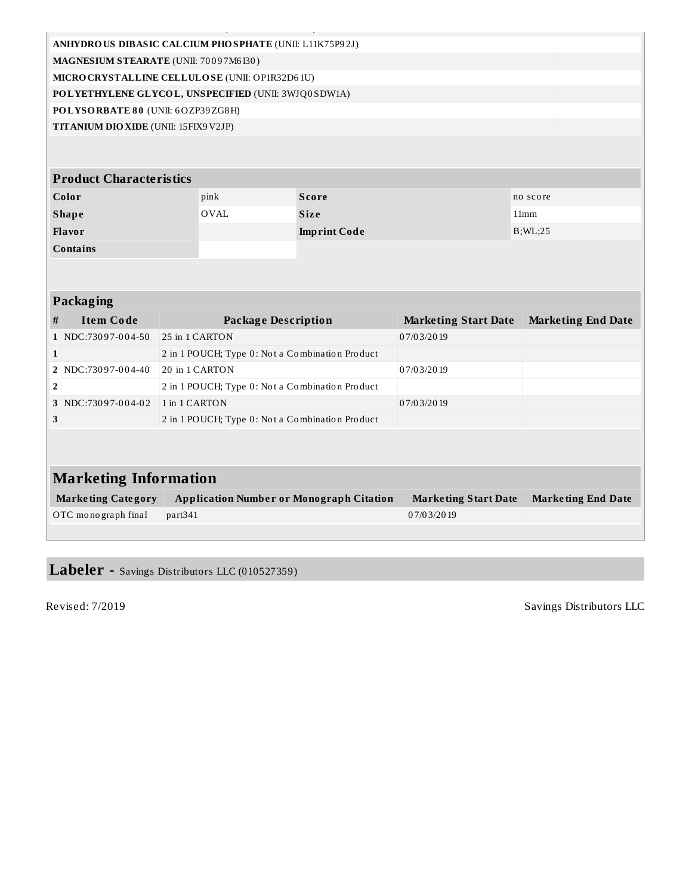| | |
|---|---|
| **ANHYDROUS DIBASIC CALCIUM PHOSPHATE** (UNII: L11K75P92J) | |
| **MAGNESIUM STEARATE** (UNII: 70097M6I30) | |
| **MICROCRYSTALLINE CELLULOSE** (UNII: OP1R32D61U) | |
| **POLYETHYLENE GLYCOL, UNSPECIFIED** (UNII: 3WJQ0SDW1A) | |
| **POLYSORBATE 80** (UNII: 6OZP39ZG8H) | |
| **TITANIUM DIOXIDE** (UNII: 15FIX9V2JP) | |

| **Product Characteristics** | | | |
|---|---|---|---|
| **Color** | pink | **Score** | no score |
| **Shape** | OVAL | **Size** | 11mm |
| **Flavor** | | **Imprint Code** | B;WL;25 |
| **Contains** | | | |

**Packaging**

| # | Item Code | Package Description | Marketing Start Date | Marketing End Date |
|---|---|---|---|---|
| 1 | NDC:73097-004-50 | 25 in 1 CARTON | 07/03/2019 | |
| 1 | | 2 in 1 POUCH; Type 0: Not a Combination Product | | |
| 2 | NDC:73097-004-40 | 20 in 1 CARTON | 07/03/2019 | |
| 2 | | 2 in 1 POUCH; Type 0: Not a Combination Product | | |
| 3 | NDC:73097-004-02 | 1 in 1 CARTON | 07/03/2019 | |
| 3 | | 2 in 1 POUCH; Type 0: Not a Combination Product | | |

## Marketing Information

| Marketing Category | Application Number or Monograph Citation | Marketing Start Date | Marketing End Date |
|---|---|---|---|
| OTC monograph final | part341 | 07/03/2019 | |

## Labeler - Savings Distributors LLC (010527359)

Revised: 7/2019

Savings Distributors LLC